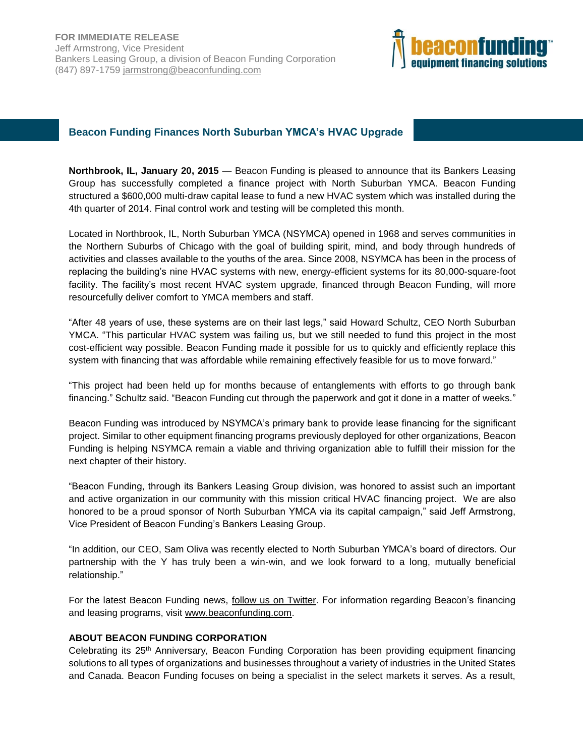**FOR IMMEDIATE RELEASE**
Jeff Armstrong, Vice President
Bankers Leasing Group, a division of Beacon Funding Corporation
(847) 897-1759 jarmstrong@beaconfunding.com

beaconfunding™
equipment financing solutions

## Beacon Funding Finances North Suburban YMCA's HVAC Upgrade

**Northbrook, IL, January 20, 2015** — Beacon Funding is pleased to announce that its Bankers Leasing Group has successfully completed a finance project with North Suburban YMCA. Beacon Funding structured a $600,000 multi-draw capital lease to fund a new HVAC system which was installed during the 4th quarter of 2014. Final control work and testing will be completed this month.

Located in Northbrook, IL, North Suburban YMCA (NSYMCA) opened in 1968 and serves communities in the Northern Suburbs of Chicago with the goal of building spirit, mind, and body through hundreds of activities and classes available to the youths of the area. Since 2008, NSYMCA has been in the process of replacing the building's nine HVAC systems with new, energy-efficient systems for its 80,000-square-foot facility. The facility's most recent HVAC system upgrade, financed through Beacon Funding, will more resourcefully deliver comfort to YMCA members and staff.

"After 48 years of use, these systems are on their last legs," said Howard Schultz, CEO North Suburban YMCA. "This particular HVAC system was failing us, but we still needed to fund this project in the most cost-efficient way possible. Beacon Funding made it possible for us to quickly and efficiently replace this system with financing that was affordable while remaining effectively feasible for us to move forward."

"This project had been held up for months because of entanglements with efforts to go through bank financing." Schultz said. "Beacon Funding cut through the paperwork and got it done in a matter of weeks."

Beacon Funding was introduced by NSYMCA's primary bank to provide lease financing for the significant project. Similar to other equipment financing programs previously deployed for other organizations, Beacon Funding is helping NSYMCA remain a viable and thriving organization able to fulfill their mission for the next chapter of their history.

"Beacon Funding, through its Bankers Leasing Group division, was honored to assist such an important and active organization in our community with this mission critical HVAC financing project. We are also honored to be a proud sponsor of North Suburban YMCA via its capital campaign," said Jeff Armstrong, Vice President of Beacon Funding's Bankers Leasing Group.

"In addition, our CEO, Sam Oliva was recently elected to North Suburban YMCA's board of directors. Our partnership with the Y has truly been a win-win, and we look forward to a long, mutually beneficial relationship."

For the latest Beacon Funding news, follow us on Twitter. For information regarding Beacon's financing and leasing programs, visit www.beaconfunding.com.

**ABOUT BEACON FUNDING CORPORATION**
Celebrating its 25th Anniversary, Beacon Funding Corporation has been providing equipment financing solutions to all types of organizations and businesses throughout a variety of industries in the United States and Canada. Beacon Funding focuses on being a specialist in the select markets it serves. As a result,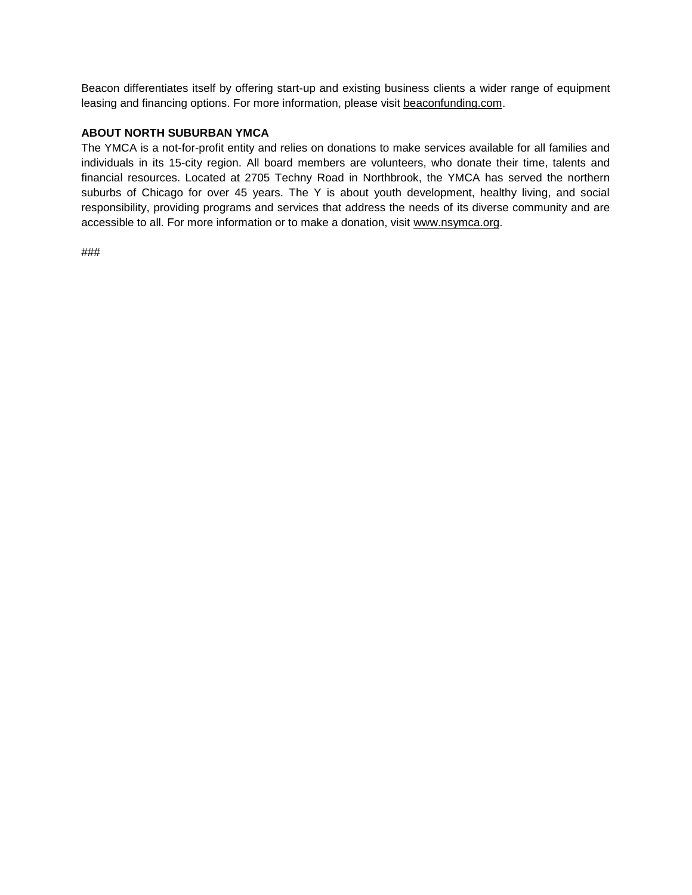Beacon differentiates itself by offering start-up and existing business clients a wider range of equipment leasing and financing options. For more information, please visit beaconfunding.com.

**ABOUT NORTH SUBURBAN YMCA**

The YMCA is a not-for-profit entity and relies on donations to make services available for all families and individuals in its 15-city region. All board members are volunteers, who donate their time, talents and financial resources. Located at 2705 Techny Road in Northbrook, the YMCA has served the northern suburbs of Chicago for over 45 years. The Y is about youth development, healthy living, and social responsibility, providing programs and services that address the needs of its diverse community and are accessible to all. For more information or to make a donation, visit www.nsymca.org.

###